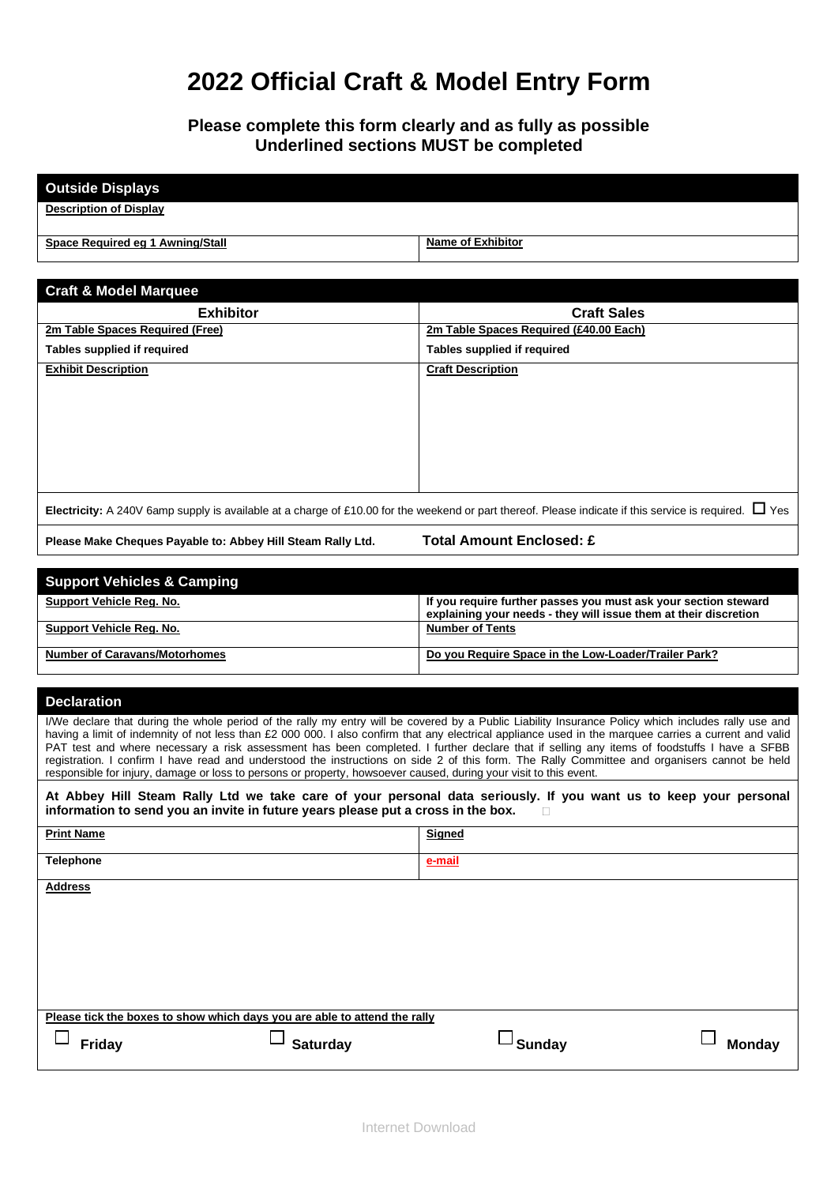# 2022 Official Craft & Model Entry Form

**Please complete this form clearly and as fully as possible**
**Underlined sections MUST be completed**

## Outside Displays

| Description of Display | |
|---|---|
| Space Required eg 1 Awning/Stall | Name of Exhibitor |

## Craft & Model Marquee

| Exhibitor | Craft Sales |
|---|---|
| 2m Table Spaces Required (Free) | 2m Table Spaces Required (£40.00 Each) |
| Tables supplied if required | Tables supplied if required |
| Exhibit Description | Craft Description |

**Electricity:** A 240V 6amp supply is available at a charge of £10.00 for the weekend or part thereof. Please indicate if this service is required. ☐ Yes

**Please Make Cheques Payable to: Abbey Hill Steam Rally Ltd.** **Total Amount Enclosed: £**

## Support Vehicles & Camping

| Support Vehicle Reg. No. | If you require further passes you must ask your section steward explaining your needs - they will issue them at their discretion |
|---|---|
| Support Vehicle Reg. No. | Number of Tents |
| Number of Caravans/Motorhomes | Do you Require Space in the Low-Loader/Trailer Park? |

## Declaration

I/We declare that during the whole period of the rally my entry will be covered by a Public Liability Insurance Policy which includes rally use and having a limit of indemnity of not less than £2 000 000. I also confirm that any electrical appliance used in the marquee carries a current and valid PAT test and where necessary a risk assessment has been completed. I further declare that if selling any items of foodstuffs I have a SFBB registration. I confirm I have read and understood the instructions on side 2 of this form. The Rally Committee and organisers cannot be held responsible for injury, damage or loss to persons or property, howsoever caused, during your visit to this event.

**At Abbey Hill Steam Rally Ltd we take care of your personal data seriously. If you want us to keep your personal information to send you an invite in future years please put a cross in the box.** ☐

| Print Name | Signed |
|---|---|
| Telephone | e-mail |
| Address | |

Please tick the boxes to show which days you are able to attend the rally

☐ **Friday** ☐ **Saturday** ☐ **Sunday** ☐ **Monday**

Internet Download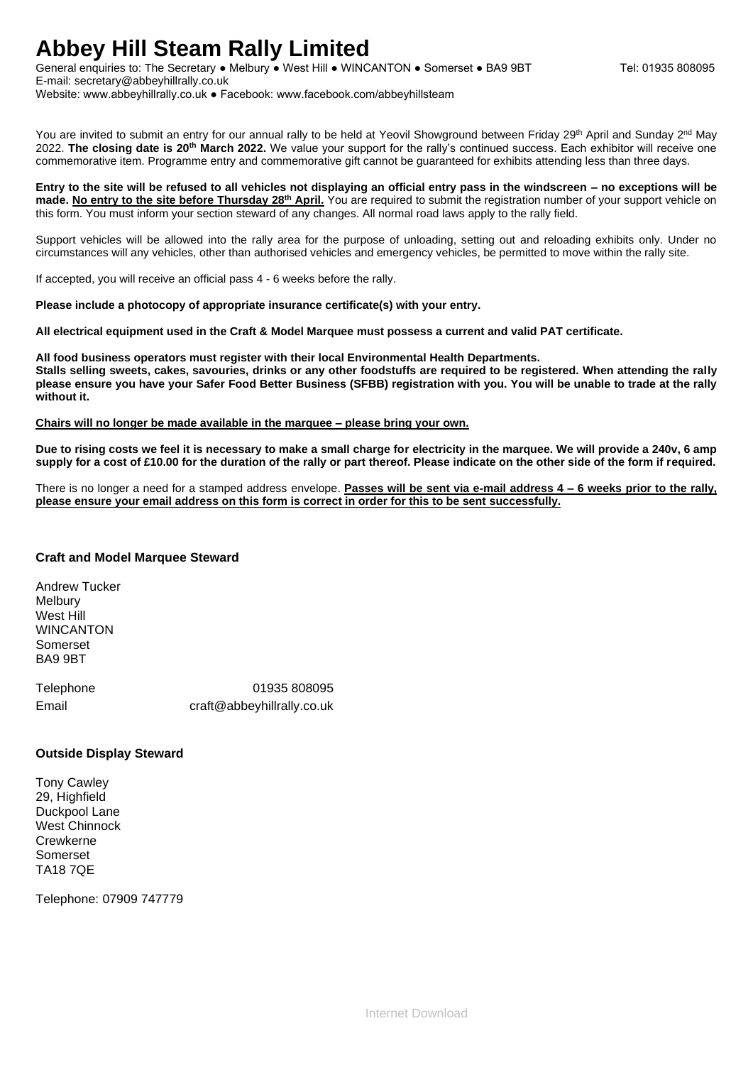# Abbey Hill Steam Rally Limited

General enquiries to: The Secretary ● Melbury ● West Hill ● WINCANTON ● Somerset ● BA9 9BT Tel: 01935 808095
E-mail: secretary@abbeyhillrally.co.uk
Website: www.abbeyhillrally.co.uk ● Facebook: www.facebook.com/abbeyhillsteam

You are invited to submit an entry for our annual rally to be held at Yeovil Showground between Friday 29th April and Sunday 2nd May 2022. **The closing date is 20th March 2022.** We value your support for the rally's continued success. Each exhibitor will receive one commemorative item. Programme entry and commemorative gift cannot be guaranteed for exhibits attending less than three days.

**Entry to the site will be refused to all vehicles not displaying an official entry pass in the windscreen – no exceptions will be made. No entry to the site before Thursday 28th April.** You are required to submit the registration number of your support vehicle on this form. You must inform your section steward of any changes. All normal road laws apply to the rally field.

Support vehicles will be allowed into the rally area for the purpose of unloading, setting out and reloading exhibits only. Under no circumstances will any vehicles, other than authorised vehicles and emergency vehicles, be permitted to move within the rally site.

If accepted, you will receive an official pass 4 - 6 weeks before the rally.

**Please include a photocopy of appropriate insurance certificate(s) with your entry.**

**All electrical equipment used in the Craft & Model Marquee must possess a current and valid PAT certificate.**

**All food business operators must register with their local Environmental Health Departments.**
**Stalls selling sweets, cakes, savouries, drinks or any other foodstuffs are required to be registered. When attending the rally please ensure you have your Safer Food Better Business (SFBB) registration with you. You will be unable to trade at the rally without it.**

**Chairs will no longer be made available in the marquee – please bring your own.**

**Due to rising costs we feel it is necessary to make a small charge for electricity in the marquee. We will provide a 240v, 6 amp supply for a cost of £10.00 for the duration of the rally or part thereof. Please indicate on the other side of the form if required.**

There is no longer a need for a stamped address envelope. **Passes will be sent via e-mail address 4 – 6 weeks prior to the rally, please ensure your email address on this form is correct in order for this to be sent successfully.**

### Craft and Model Marquee Steward

Andrew Tucker
Melbury
West Hill
WINCANTON
Somerset
BA9 9BT

Telephone 01935 808095
Email craft@abbeyhillrally.co.uk

### Outside Display Steward

Tony Cawley
29, Highfield
Duckpool Lane
West Chinnock
Crewkerne
Somerset
TA18 7QE

Telephone: 07909 747779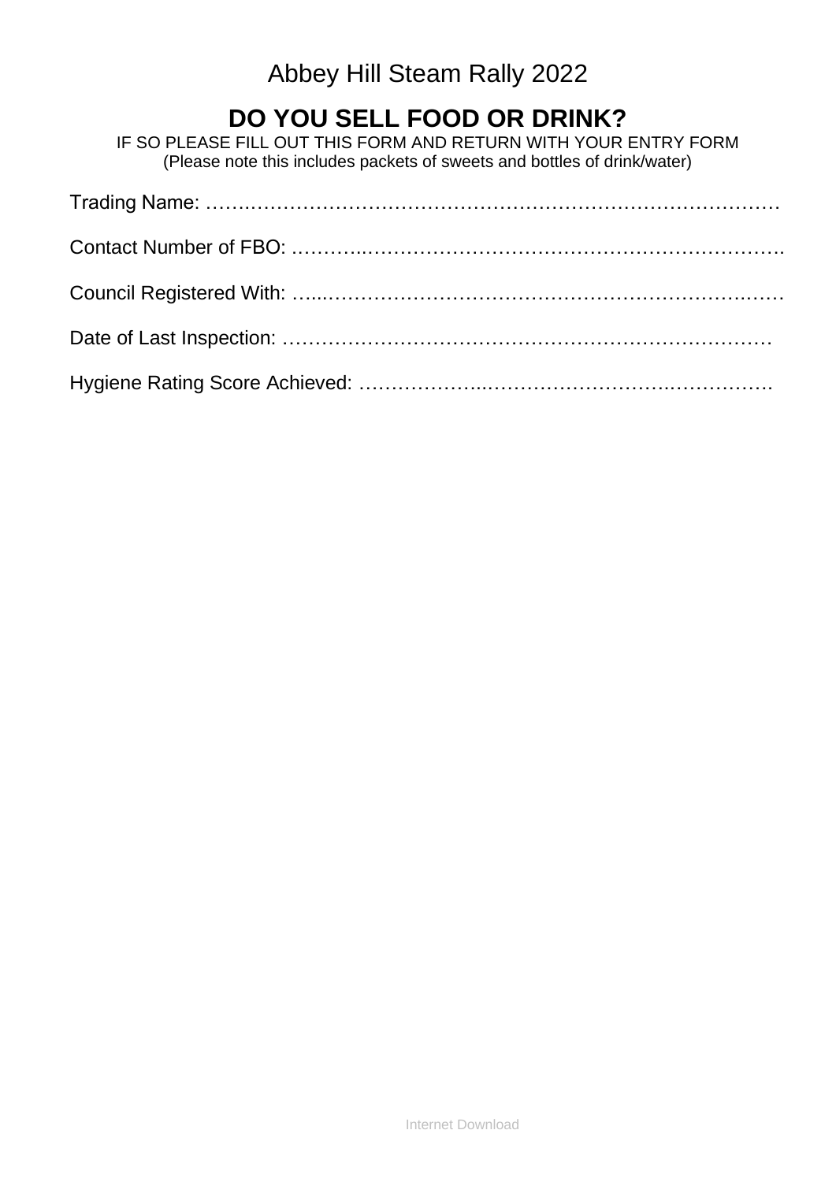Abbey Hill Steam Rally 2022

# DO YOU SELL FOOD OR DRINK?

IF SO PLEASE FILL OUT THIS FORM AND RETURN WITH YOUR ENTRY FORM
(Please note this includes packets of sweets and bottles of drink/water)

Trading Name: ……………………………………………………………………………………

Contact Number of FBO: ………………………………………………………………………….

Council Registered With: ………………………………………………………………………

Date of Last Inspection: …………………………………………………………………

Hygiene Rating Score Achieved: ………………………………………………………….

Internet Download